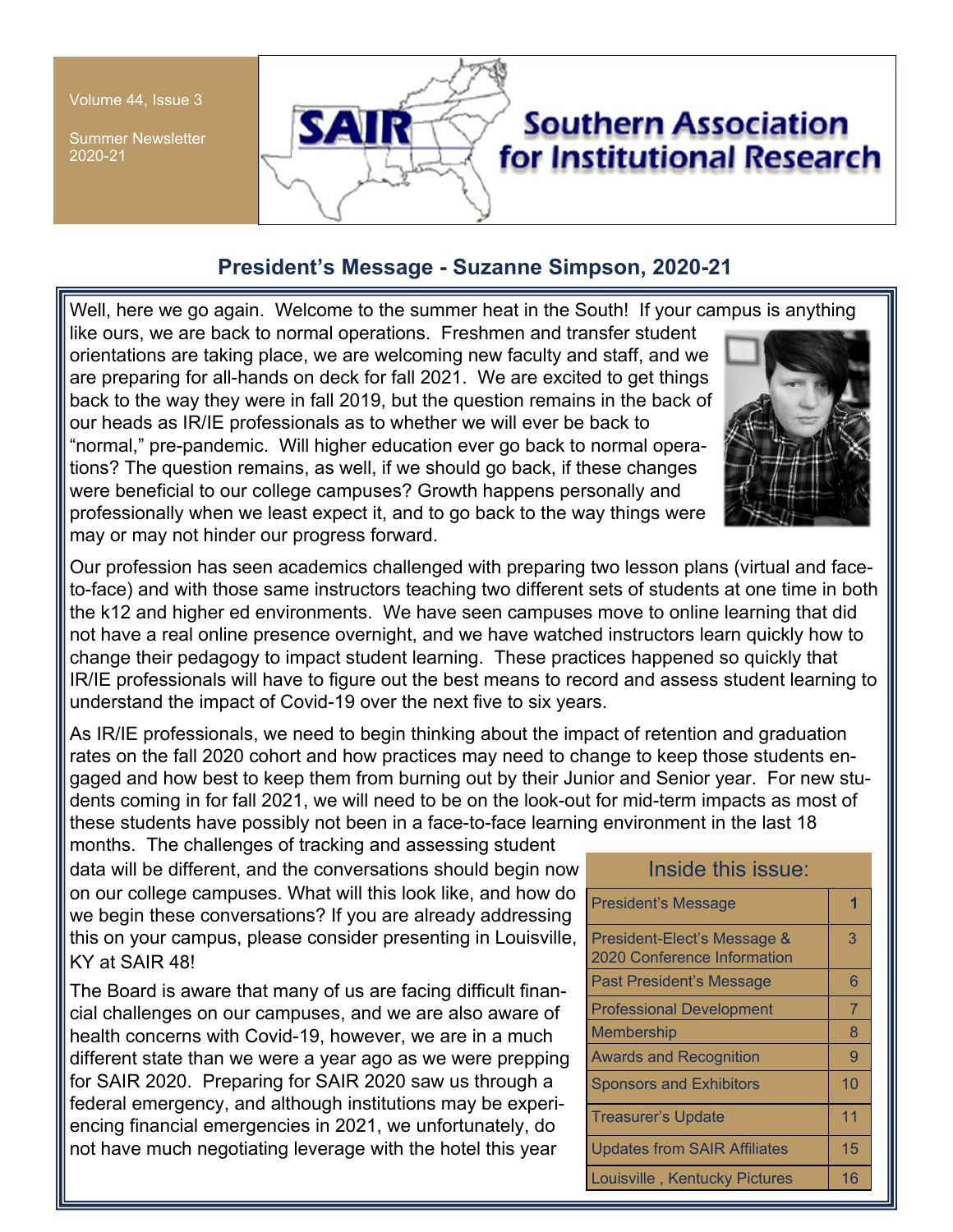Volume 44, Issue 3

Summer Newsletter 2020-21

# Southern Association for Institutional Research

## President's Message - Suzanne Simpson, 2020-21

Well, here we go again. Welcome to the summer heat in the South! If your campus is anything like ours, we are back to normal operations. Freshmen and transfer student orientations are taking place, we are welcoming new faculty and staff, and we are preparing for all-hands on deck for fall 2021. We are excited to get things back to the way they were in fall 2019, but the question remains in the back of our heads as IR/IE professionals as to whether we will ever be back to "normal," pre-pandemic. Will higher education ever go back to normal operations? The question remains, as well, if we should go back, if these changes were beneficial to our college campuses? Growth happens personally and professionally when we least expect it, and to go back to the way things were may or may not hinder our progress forward.

Our profession has seen academics challenged with preparing two lesson plans (virtual and face-to-face) and with those same instructors teaching two different sets of students at one time in both the k12 and higher ed environments. We have seen campuses move to online learning that did not have a real online presence overnight, and we have watched instructors learn quickly how to change their pedagogy to impact student learning. These practices happened so quickly that IR/IE professionals will have to figure out the best means to record and assess student learning to understand the impact of Covid-19 over the next five to six years.

As IR/IE professionals, we need to begin thinking about the impact of retention and graduation rates on the fall 2020 cohort and how practices may need to change to keep those students engaged and how best to keep them from burning out by their Junior and Senior year. For new students coming in for fall 2021, we will need to be on the look-out for mid-term impacts as most of these students have possibly not been in a face-to-face learning environment in the last 18 months. The challenges of tracking and assessing student data will be different, and the conversations should begin now on our college campuses. What will this look like, and how do we begin these conversations? If you are already addressing this on your campus, please consider presenting in Louisville, KY at SAIR 48!

The Board is aware that many of us are facing difficult financial challenges on our campuses, and we are also aware of health concerns with Covid-19, however, we are in a much different state than we were a year ago as we were prepping for SAIR 2020. Preparing for SAIR 2020 saw us through a federal emergency, and although institutions may be experiencing financial emergencies in 2021, we unfortunately, do not have much negotiating leverage with the hotel this year

| Inside this issue: | |
|---|---|
| President's Message | 1 |
| President-Elect's Message & 2020 Conference Information | 3 |
| Past President's Message | 6 |
| Professional Development | 7 |
| Membership | 8 |
| Awards and Recognition | 9 |
| Sponsors and Exhibitors | 10 |
| Treasurer's Update | 11 |
| Updates from SAIR Affiliates | 15 |
| Louisville , Kentucky Pictures | 16 |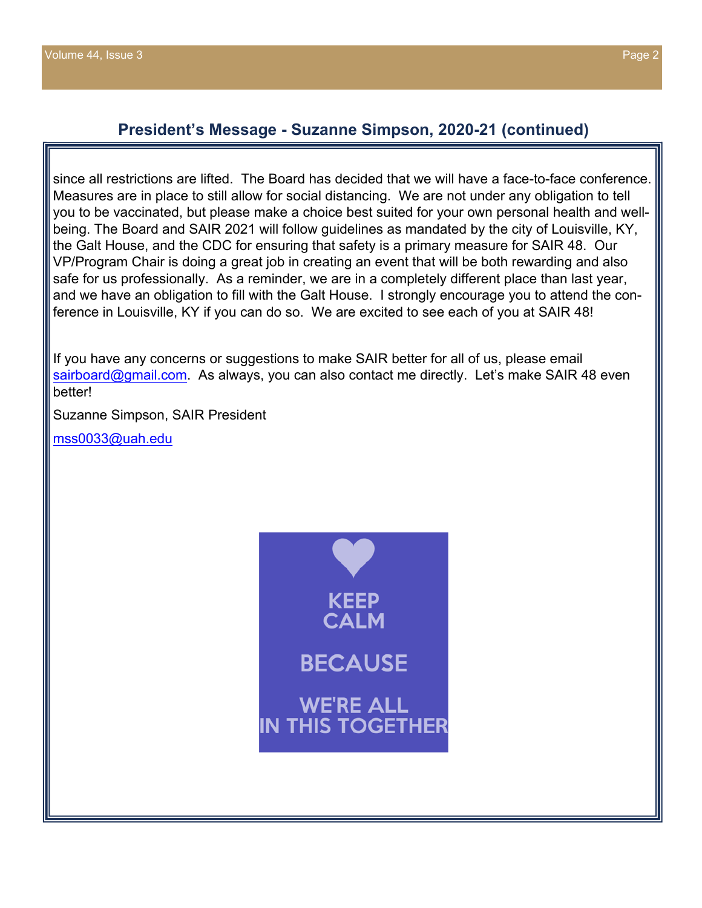## President's Message - Suzanne Simpson, 2020-21 (continued)

since all restrictions are lifted. The Board has decided that we will have a face-to-face conference. Measures are in place to still allow for social distancing. We are not under any obligation to tell you to be vaccinated, but please make a choice best suited for your own personal health and well-being. The Board and SAIR 2021 will follow guidelines as mandated by the city of Louisville, KY, the Galt House, and the CDC for ensuring that safety is a primary measure for SAIR 48. Our VP/Program Chair is doing a great job in creating an event that will be both rewarding and also safe for us professionally. As a reminder, we are in a completely different place than last year, and we have an obligation to fill with the Galt House. I strongly encourage you to attend the conference in Louisville, KY if you can do so. We are excited to see each of you at SAIR 48!

If you have any concerns or suggestions to make SAIR better for all of us, please email sairboard@gmail.com. As always, you can also contact me directly. Let's make SAIR 48 even better!

Suzanne Simpson, SAIR President

mss0033@uah.edu

KEEP CALM BECAUSE WE'RE ALL IN THIS TOGETHER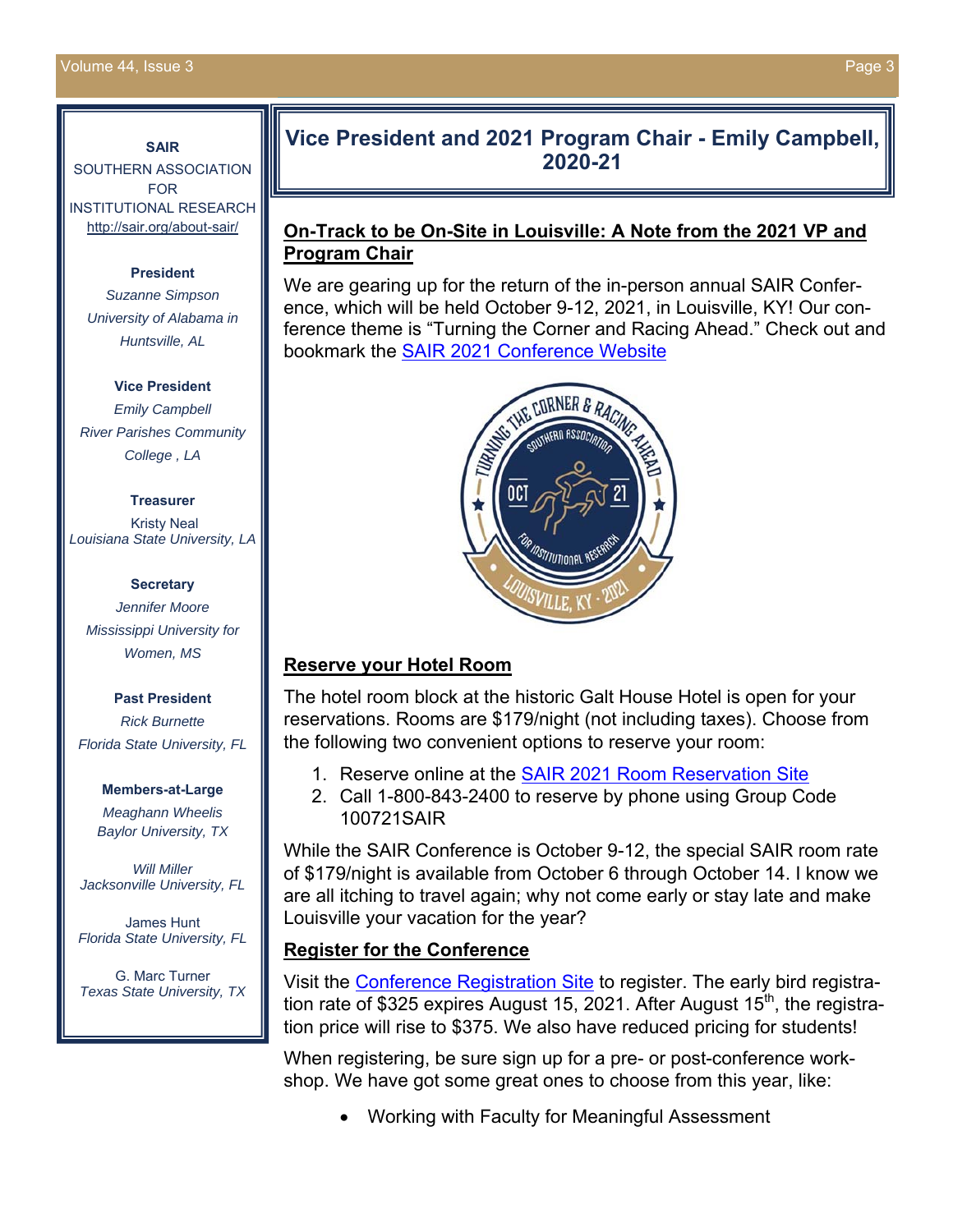**SAIR**
SOUTHERN ASSOCIATION FOR INSTITUTIONAL RESEARCH
http://sair.org/about-sair/

**President**
*Suzanne Simpson*
*University of Alabama in Huntsville, AL*

**Vice President**
*Emily Campbell*
*River Parishes Community College , LA*

**Treasurer**
Kristy Neal
*Louisiana State University, LA*

**Secretary**
*Jennifer Moore*
*Mississippi University for Women, MS*

**Past President**
*Rick Burnette*
*Florida State University, FL*

**Members-at-Large**
*Meaghann Wheelis*
*Baylor University, TX*

*Will Miller*
*Jacksonville University, FL*

James Hunt
*Florida State University, FL*

G. Marc Turner
*Texas State University, TX*

# Vice President and 2021 Program Chair - Emily Campbell, 2020-21

## On-Track to be On-Site in Louisville: A Note from the 2021 VP and Program Chair

We are gearing up for the return of the in-person annual SAIR Conference, which will be held October 9-12, 2021, in Louisville, KY! Our conference theme is "Turning the Corner and Racing Ahead." Check out and bookmark the SAIR 2021 Conference Website

## Reserve your Hotel Room

The hotel room block at the historic Galt House Hotel is open for your reservations. Rooms are $179/night (not including taxes). Choose from the following two convenient options to reserve your room:

1. Reserve online at the SAIR 2021 Room Reservation Site
2. Call 1-800-843-2400 to reserve by phone using Group Code 100721SAIR

While the SAIR Conference is October 9-12, the special SAIR room rate of $179/night is available from October 6 through October 14. I know we are all itching to travel again; why not come early or stay late and make Louisville your vacation for the year?

## Register for the Conference

Visit the Conference Registration Site to register. The early bird registration rate of $325 expires August 15, 2021. After August 15th, the registration price will rise to $375. We also have reduced pricing for students!

When registering, be sure sign up for a pre- or post-conference workshop. We have got some great ones to choose from this year, like:

- Working with Faculty for Meaningful Assessment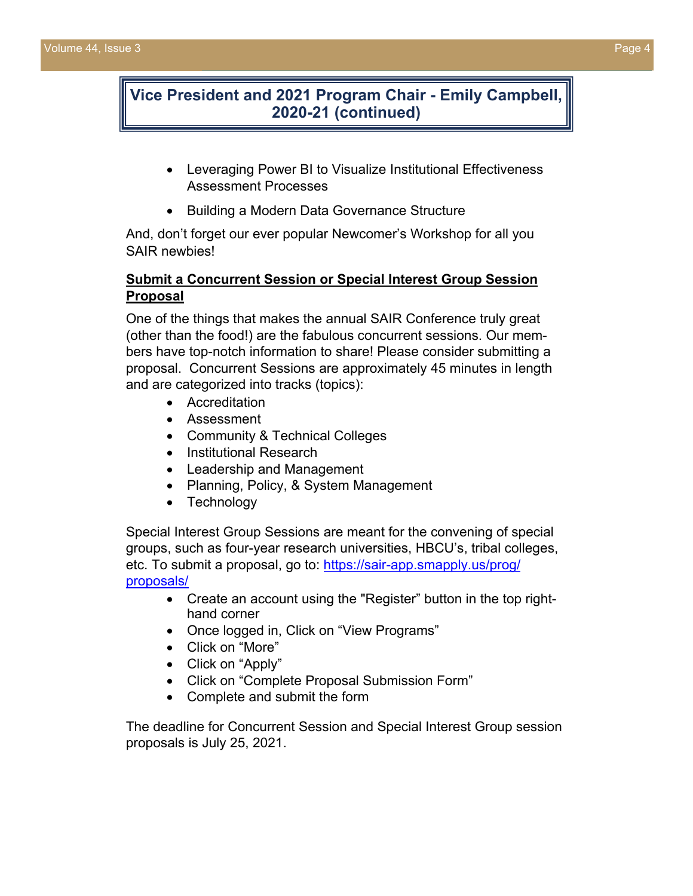## Vice President and 2021 Program Chair - Emily Campbell, 2020-21 (continued)

- Leveraging Power BI to Visualize Institutional Effectiveness Assessment Processes
- Building a Modern Data Governance Structure

And, don't forget our ever popular Newcomer's Workshop for all you SAIR newbies!

**Submit a Concurrent Session or Special Interest Group Session Proposal**

One of the things that makes the annual SAIR Conference truly great (other than the food!) are the fabulous concurrent sessions. Our members have top-notch information to share! Please consider submitting a proposal. Concurrent Sessions are approximately 45 minutes in length and are categorized into tracks (topics):

- Accreditation
- Assessment
- Community & Technical Colleges
- Institutional Research
- Leadership and Management
- Planning, Policy, & System Management
- Technology

Special Interest Group Sessions are meant for the convening of special groups, such as four-year research universities, HBCU's, tribal colleges, etc. To submit a proposal, go to: https://sair-app.smapply.us/prog/proposals/

- Create an account using the "Register" button in the top right-hand corner
- Once logged in, Click on "View Programs"
- Click on "More"
- Click on "Apply"
- Click on "Complete Proposal Submission Form"
- Complete and submit the form

The deadline for Concurrent Session and Special Interest Group session proposals is July 25, 2021.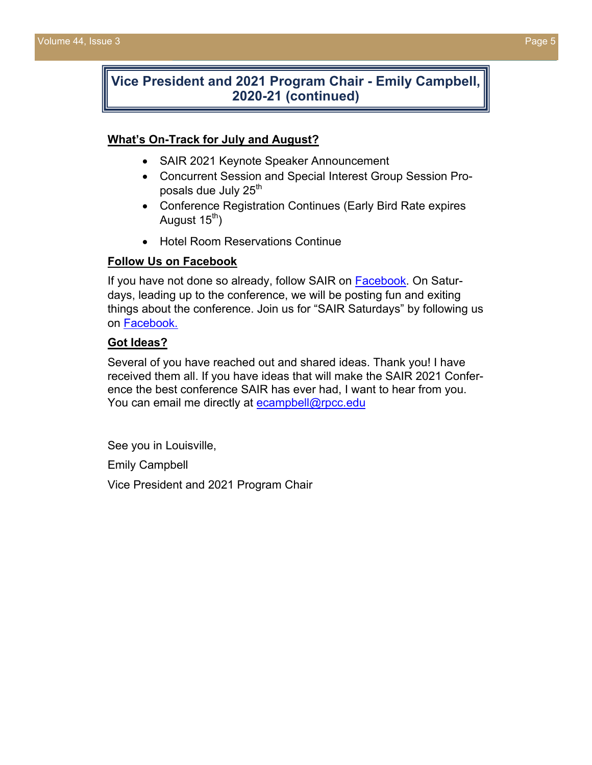## Vice President and 2021 Program Chair - Emily Campbell, 2020-21 (continued)

**What's On-Track for July and August?**

- SAIR 2021 Keynote Speaker Announcement
- Concurrent Session and Special Interest Group Session Proposals due July 25th
- Conference Registration Continues (Early Bird Rate expires August 15th)
- Hotel Room Reservations Continue

**Follow Us on Facebook**

If you have not done so already, follow SAIR on Facebook. On Saturdays, leading up to the conference, we will be posting fun and exiting things about the conference. Join us for "SAIR Saturdays" by following us on Facebook.

**Got Ideas?**

Several of you have reached out and shared ideas. Thank you! I have received them all. If you have ideas that will make the SAIR 2021 Conference the best conference SAIR has ever had, I want to hear from you. You can email me directly at ecampbell@rpcc.edu

See you in Louisville,

Emily Campbell

Vice President and 2021 Program Chair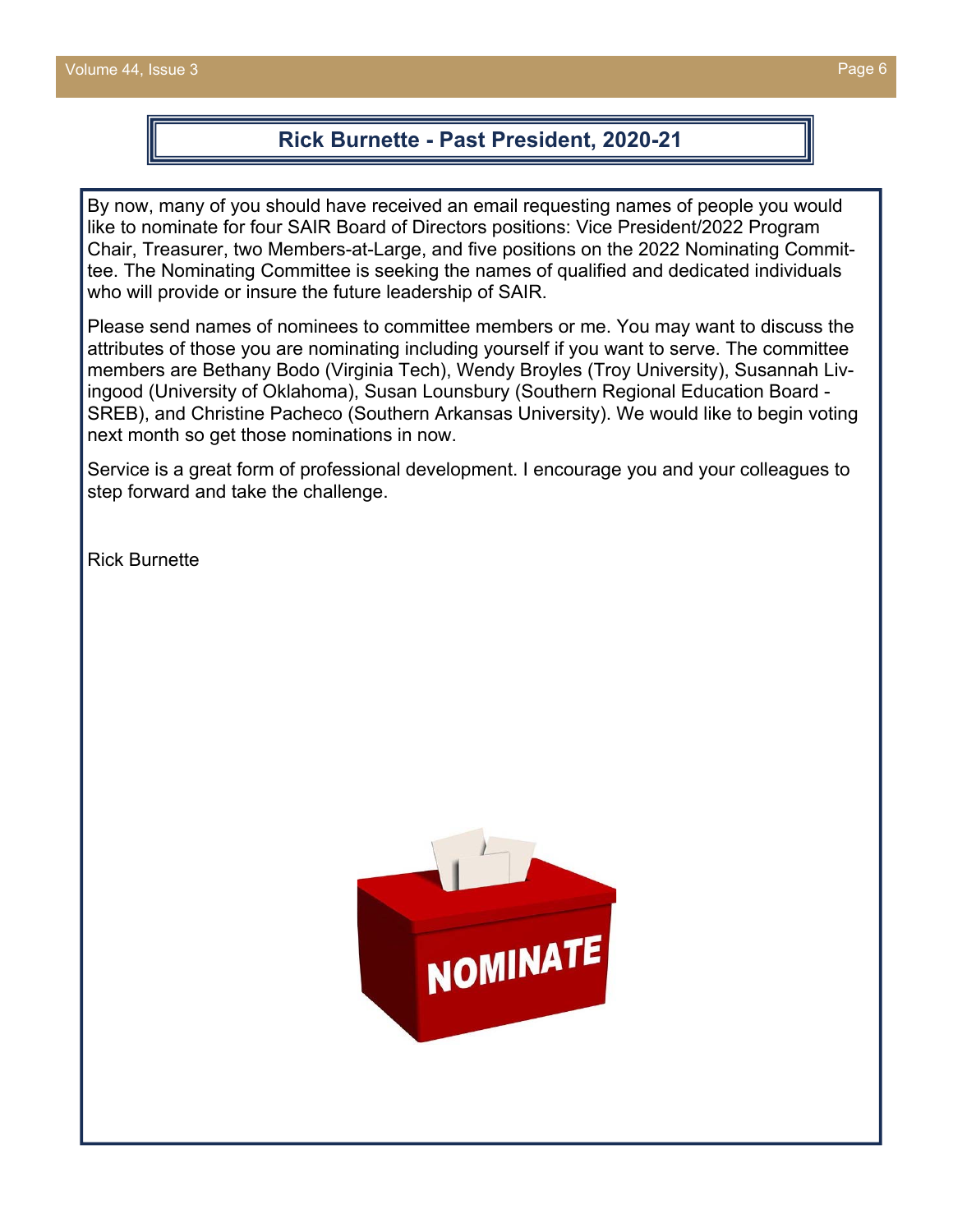## Rick Burnette - Past President, 2020-21

By now, many of you should have received an email requesting names of people you would like to nominate for four SAIR Board of Directors positions: Vice President/2022 Program Chair, Treasurer, two Members-at-Large, and five positions on the 2022 Nominating Committee. The Nominating Committee is seeking the names of qualified and dedicated individuals who will provide or insure the future leadership of SAIR.

Please send names of nominees to committee members or me. You may want to discuss the attributes of those you are nominating including yourself if you want to serve. The committee members are Bethany Bodo (Virginia Tech), Wendy Broyles (Troy University), Susannah Livingood (University of Oklahoma), Susan Lounsbury (Southern Regional Education Board - SREB), and Christine Pacheco (Southern Arkansas University). We would like to begin voting next month so get those nominations in now.

Service is a great form of professional development. I encourage you and your colleagues to step forward and take the challenge.

Rick Burnette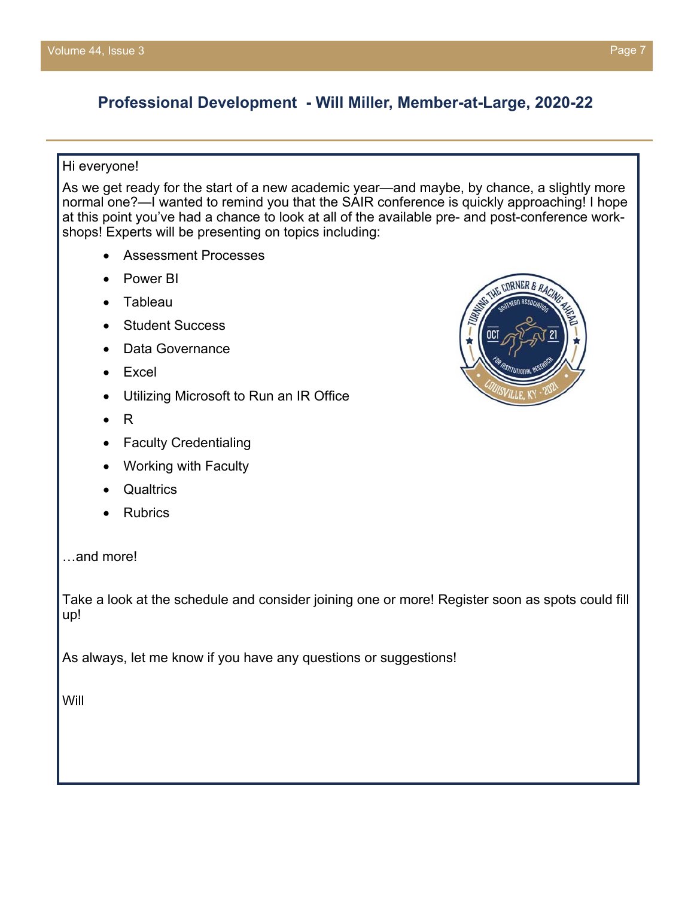## Professional Development - Will Miller, Member-at-Large, 2020-22

Hi everyone!

As we get ready for the start of a new academic year—and maybe, by chance, a slightly more normal one?—I wanted to remind you that the SAIR conference is quickly approaching! I hope at this point you've had a chance to look at all of the available pre- and post-conference workshops! Experts will be presenting on topics including:

- Assessment Processes
- Power BI
- Tableau
- Student Success
- Data Governance
- Excel
- Utilizing Microsoft to Run an IR Office
- R
- Faculty Credentialing
- Working with Faculty
- Qualtrics
- Rubrics

…and more!

Take a look at the schedule and consider joining one or more! Register soon as spots could fill up!

As always, let me know if you have any questions or suggestions!

Will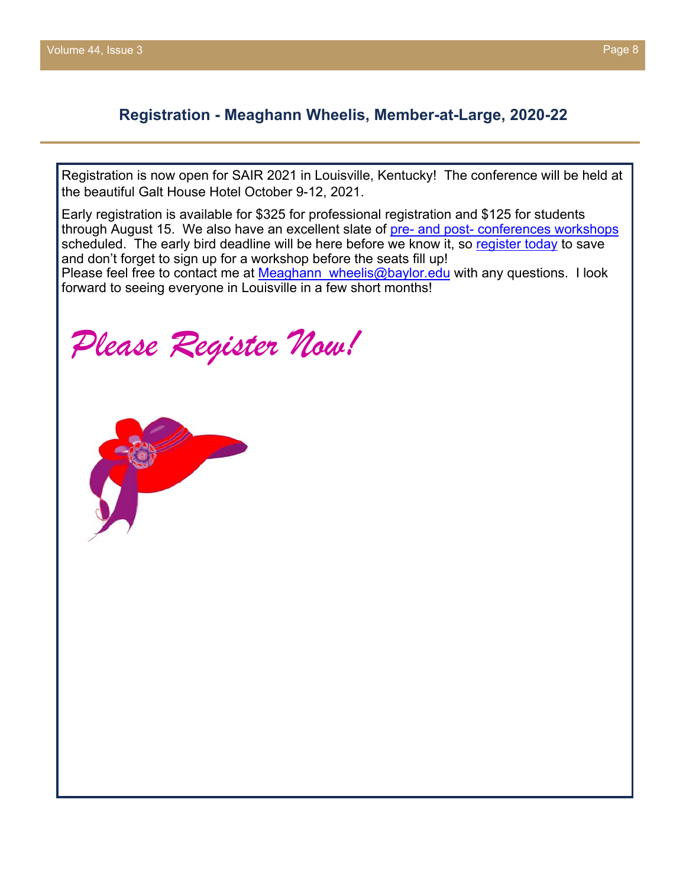## Registration - Meaghann Wheelis, Member-at-Large, 2020-22

Registration is now open for SAIR 2021 in Louisville, Kentucky! The conference will be held at the beautiful Galt House Hotel October 9-12, 2021.

Early registration is available for $325 for professional registration and $125 for students through August 15. We also have an excellent slate of pre- and post- conferences workshops scheduled. The early bird deadline will be here before we know it, so register today to save and don't forget to sign up for a workshop before the seats fill up!

Please feel free to contact me at Meaghann_wheelis@baylor.edu with any questions. I look forward to seeing everyone in Louisville in a few short months!

*Please Register Now!*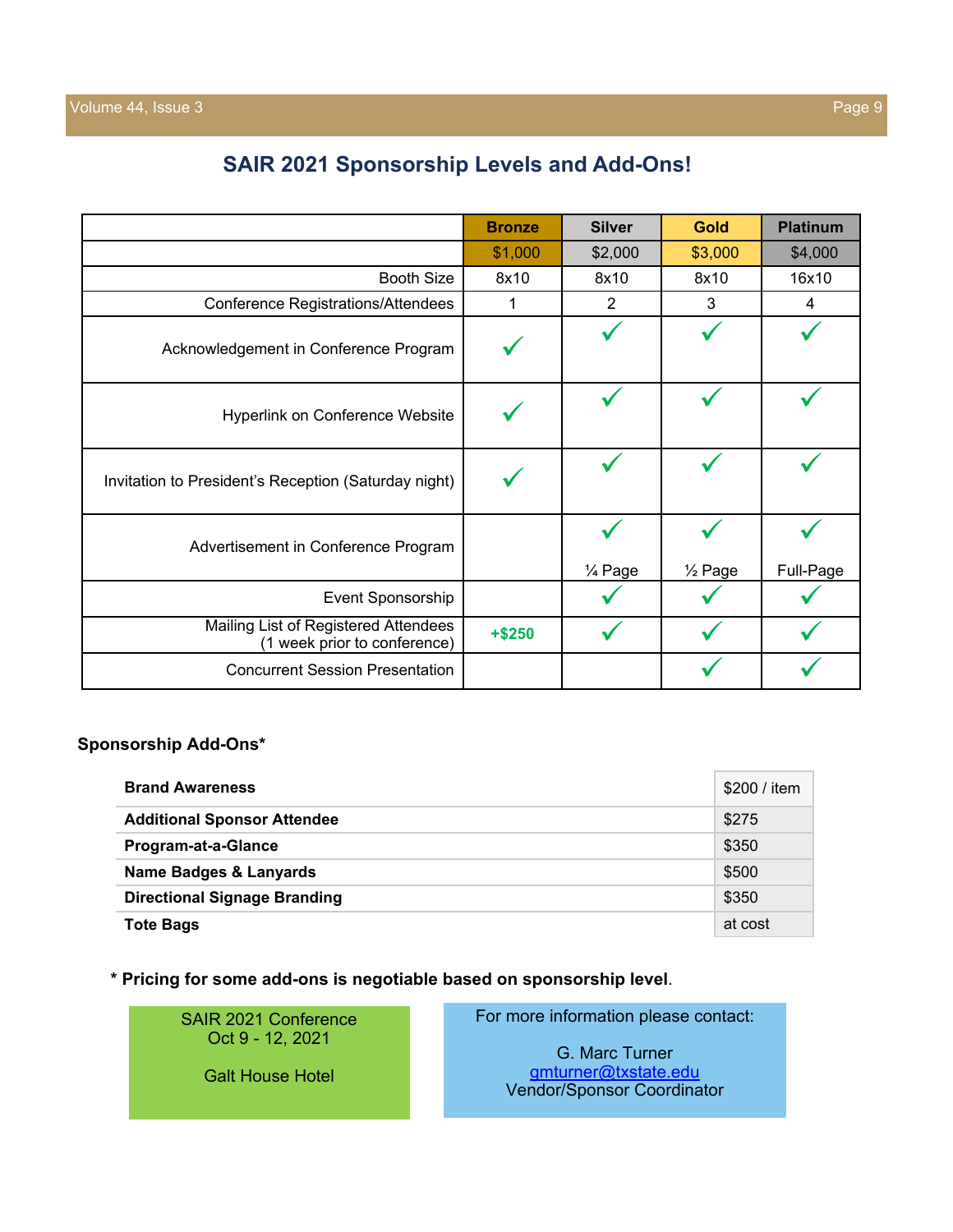## SAIR 2021 Sponsorship Levels and Add-Ons!

| | Bronze | Silver | Gold | Platinum |
|---|---|---|---|---|
| | $1,000 | $2,000 | $3,000 | $4,000 |
| Booth Size | 8x10 | 8x10 | 8x10 | 16x10 |
| Conference Registrations/Attendees | 1 | 2 | 3 | 4 |
| Acknowledgement in Conference Program | ✓ | ✓ | ✓ | ✓ |
| Hyperlink on Conference Website | ✓ | ✓ | ✓ | ✓ |
| Invitation to President's Reception (Saturday night) | ✓ | ✓ | ✓ | ✓ |
| Advertisement in Conference Program | | ✓ ¼ Page | ✓ ½ Page | ✓ Full-Page |
| Event Sponsorship | | ✓ | ✓ | ✓ |
| Mailing List of Registered Attendees (1 week prior to conference) | +$250 | ✓ | ✓ | ✓ |
| Concurrent Session Presentation | | | ✓ | ✓ |

**Sponsorship Add-Ons***

| Item | Price |
|---|---|
| **Brand Awareness** | $200 / item |
| **Additional Sponsor Attendee** | $275 |
| **Program-at-a-Glance** | $350 |
| **Name Badges & Lanyards** | $500 |
| **Directional Signage Branding** | $350 |
| **Tote Bags** | at cost |

**\* Pricing for some add-ons is negotiable based on sponsorship level**.

SAIR 2021 Conference
Oct 9 - 12, 2021

Galt House Hotel

For more information please contact:

G. Marc Turner
gmturner@txstate.edu
Vendor/Sponsor Coordinator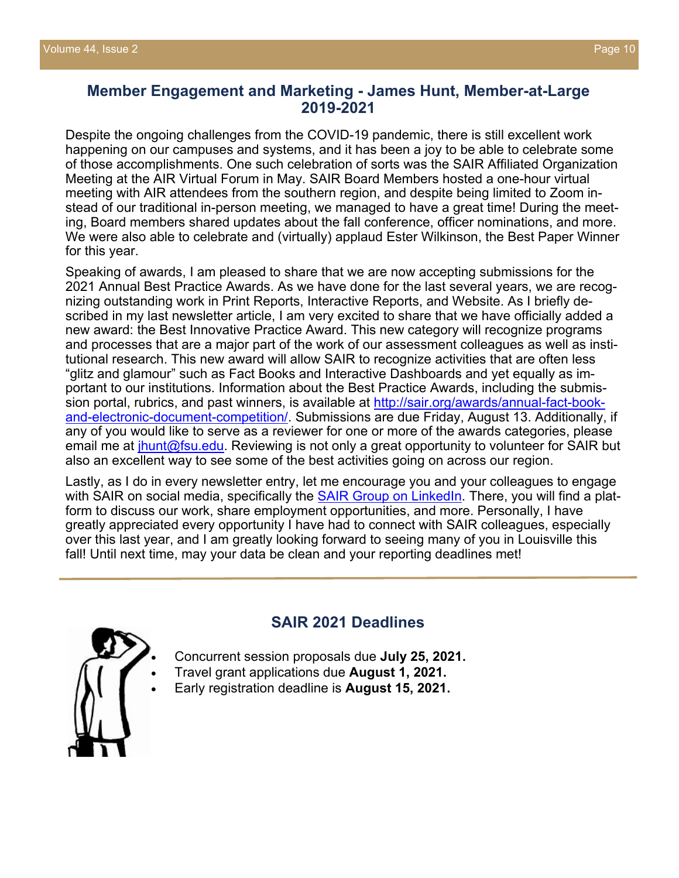## Member Engagement and Marketing - James Hunt, Member-at-Large 2019-2021

Despite the ongoing challenges from the COVID-19 pandemic, there is still excellent work happening on our campuses and systems, and it has been a joy to be able to celebrate some of those accomplishments. One such celebration of sorts was the SAIR Affiliated Organization Meeting at the AIR Virtual Forum in May. SAIR Board Members hosted a one-hour virtual meeting with AIR attendees from the southern region, and despite being limited to Zoom instead of our traditional in-person meeting, we managed to have a great time! During the meeting, Board members shared updates about the fall conference, officer nominations, and more. We were also able to celebrate and (virtually) applaud Ester Wilkinson, the Best Paper Winner for this year.

Speaking of awards, I am pleased to share that we are now accepting submissions for the 2021 Annual Best Practice Awards. As we have done for the last several years, we are recognizing outstanding work in Print Reports, Interactive Reports, and Website. As I briefly described in my last newsletter article, I am very excited to share that we have officially added a new award: the Best Innovative Practice Award. This new category will recognize programs and processes that are a major part of the work of our assessment colleagues as well as institutional research. This new award will allow SAIR to recognize activities that are often less "glitz and glamour" such as Fact Books and Interactive Dashboards and yet equally as important to our institutions. Information about the Best Practice Awards, including the submission portal, rubrics, and past winners, is available at [http://sair.org/awards/annual-fact-book-and-electronic-document-competition/](http://sair.org/awards/annual-fact-book-and-electronic-document-competition/). Submissions are due Friday, August 13. Additionally, if any of you would like to serve as a reviewer for one or more of the awards categories, please email me at [jhunt@fsu.edu](mailto:jhunt@fsu.edu). Reviewing is not only a great opportunity to volunteer for SAIR but also an excellent way to see some of the best activities going on across our region.

Lastly, as I do in every newsletter entry, let me encourage you and your colleagues to engage with SAIR on social media, specifically the SAIR Group on LinkedIn. There, you will find a platform to discuss our work, share employment opportunities, and more. Personally, I have greatly appreciated every opportunity I have had to connect with SAIR colleagues, especially over this last year, and I am greatly looking forward to seeing many of you in Louisville this fall! Until next time, may your data be clean and your reporting deadlines met!

---

## SAIR 2021 Deadlines

- Concurrent session proposals due **July 25, 2021.**
- Travel grant applications due **August 1, 2021.**
- Early registration deadline is **August 15, 2021.**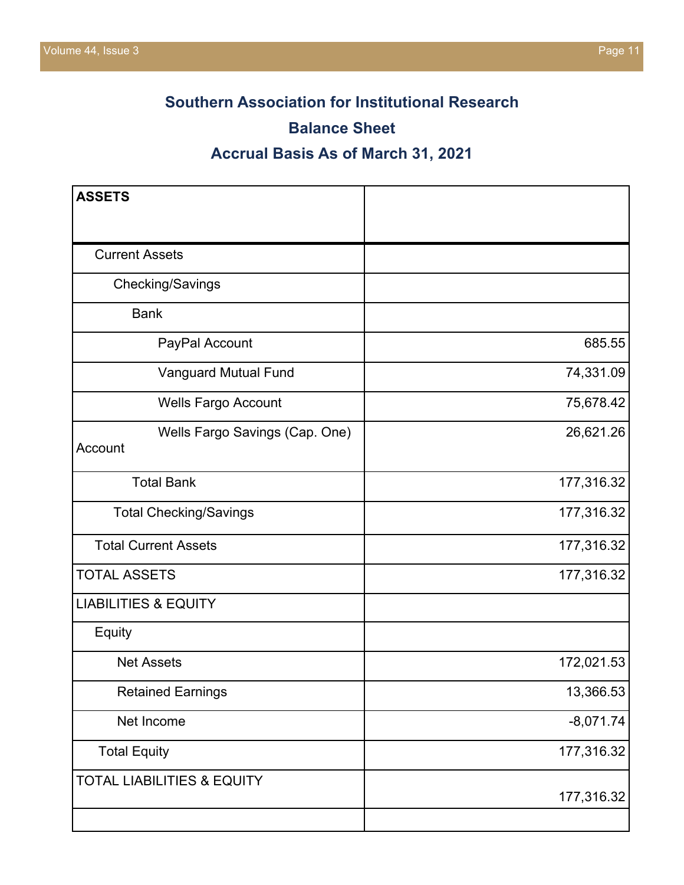## Southern Association for Institutional Research

## Balance Sheet

## Accrual Basis As of March 31, 2021

| **ASSETS** | |
|---|---|
| Current Assets | |
| Checking/Savings | |
| Bank | |
| PayPal Account | 685.55 |
| Vanguard Mutual Fund | 74,331.09 |
| Wells Fargo Account | 75,678.42 |
| Wells Fargo Savings (Cap. One) Account | 26,621.26 |
| Total Bank | 177,316.32 |
| Total Checking/Savings | 177,316.32 |
| Total Current Assets | 177,316.32 |
| TOTAL ASSETS | 177,316.32 |
| LIABILITIES & EQUITY | |
| Equity | |
| Net Assets | 172,021.53 |
| Retained Earnings | 13,366.53 |
| Net Income | -8,071.74 |
| Total Equity | 177,316.32 |
| TOTAL LIABILITIES & EQUITY | 177,316.32 |
| | |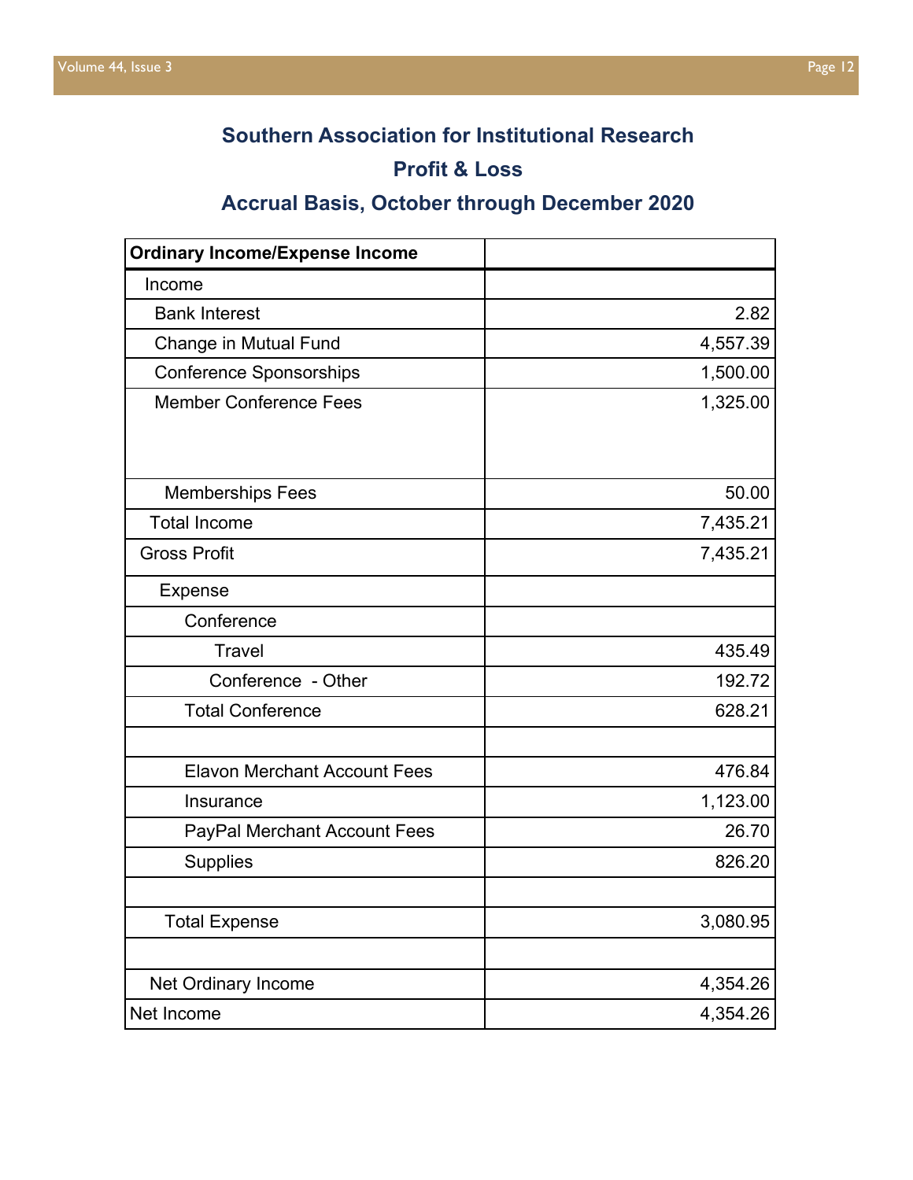## Southern Association for Institutional Research

## Profit & Loss

## Accrual Basis, October through December 2020

| **Ordinary Income/Expense Income** | |
|---|---|
| Income | |
| Bank Interest | 2.82 |
| Change in Mutual Fund | 4,557.39 |
| Conference Sponsorships | 1,500.00 |
| Member Conference Fees | 1,325.00 |
| Memberships Fees | 50.00 |
| Total Income | 7,435.21 |
| Gross Profit | 7,435.21 |
| Expense | |
| Conference | |
| Travel | 435.49 |
| Conference - Other | 192.72 |
| Total Conference | 628.21 |
| | |
| Elavon Merchant Account Fees | 476.84 |
| Insurance | 1,123.00 |
| PayPal Merchant Account Fees | 26.70 |
| Supplies | 826.20 |
| | |
| Total Expense | 3,080.95 |
| | |
| Net Ordinary Income | 4,354.26 |
| Net Income | 4,354.26 |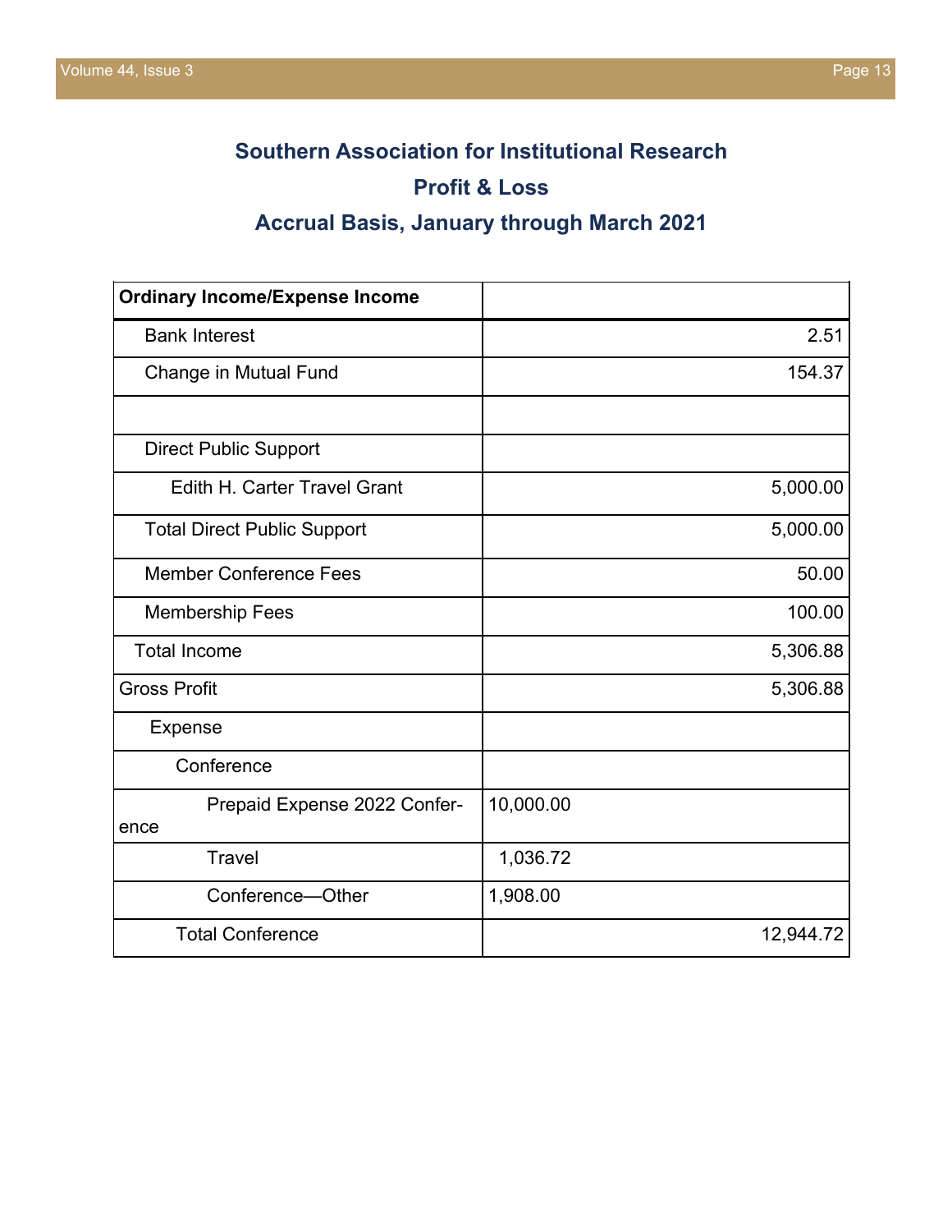## Southern Association for Institutional Research

## Profit & Loss

## Accrual Basis, January through March 2021

| Ordinary Income/Expense Income | |
|---|---|
| Bank Interest | 2.51 |
| Change in Mutual Fund | 154.37 |
| | |
| Direct Public Support | |
| Edith H. Carter Travel Grant | 5,000.00 |
| Total Direct Public Support | 5,000.00 |
| Member Conference Fees | 50.00 |
| Membership Fees | 100.00 |
| Total Income | 5,306.88 |
| Gross Profit | 5,306.88 |
| Expense | |
| Conference | |
| Prepaid Expense 2022 Conference | 10,000.00 |
| Travel | 1,036.72 |
| Conference—Other | 1,908.00 |
| Total Conference | 12,944.72 |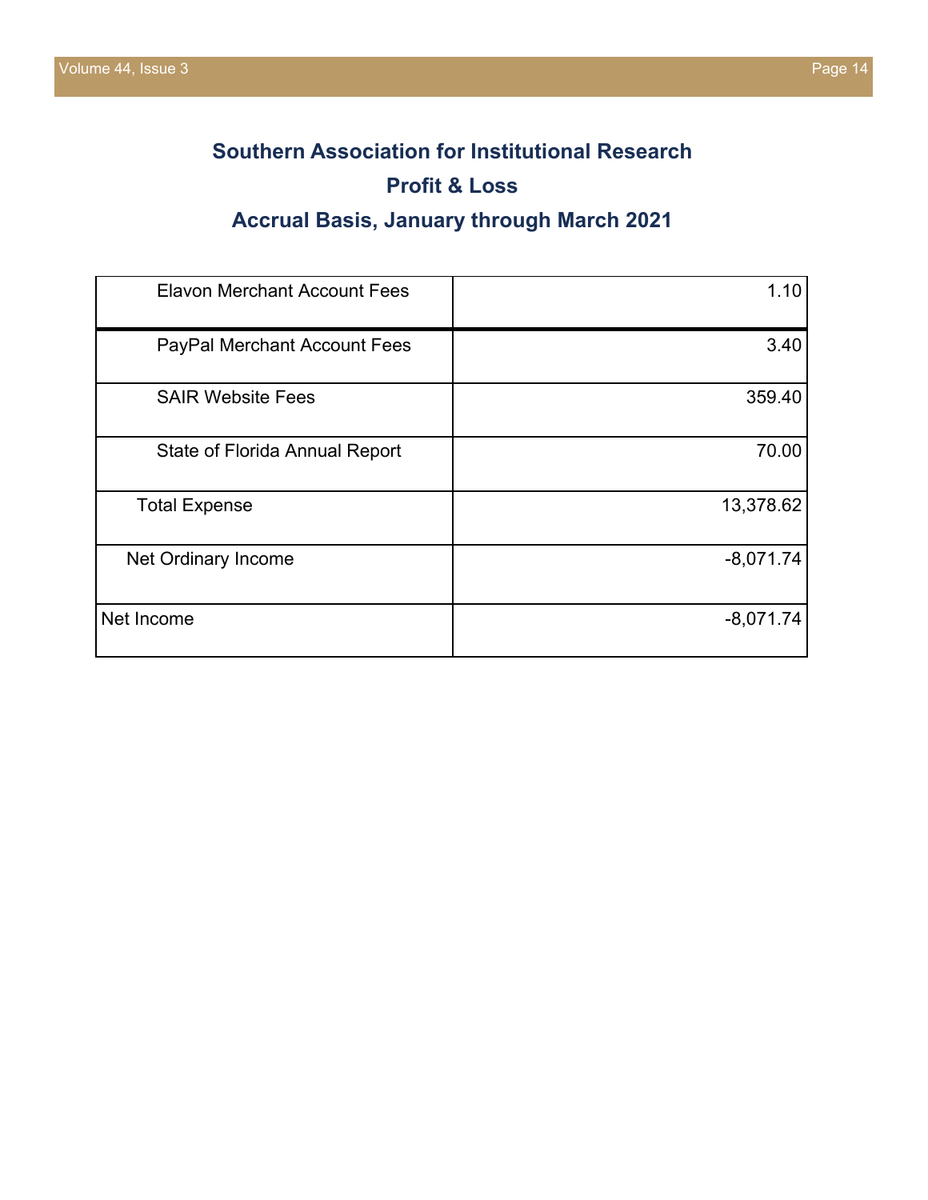## Southern Association for Institutional Research

## Profit & Loss

## Accrual Basis, January through March 2021

| | |
|---|---:|
| Elavon Merchant Account Fees | 1.10 |
| PayPal Merchant Account Fees | 3.40 |
| SAIR Website Fees | 359.40 |
| State of Florida Annual Report | 70.00 |
| Total Expense | 13,378.62 |
| Net Ordinary Income | -8,071.74 |
| Net Income | -8,071.74 |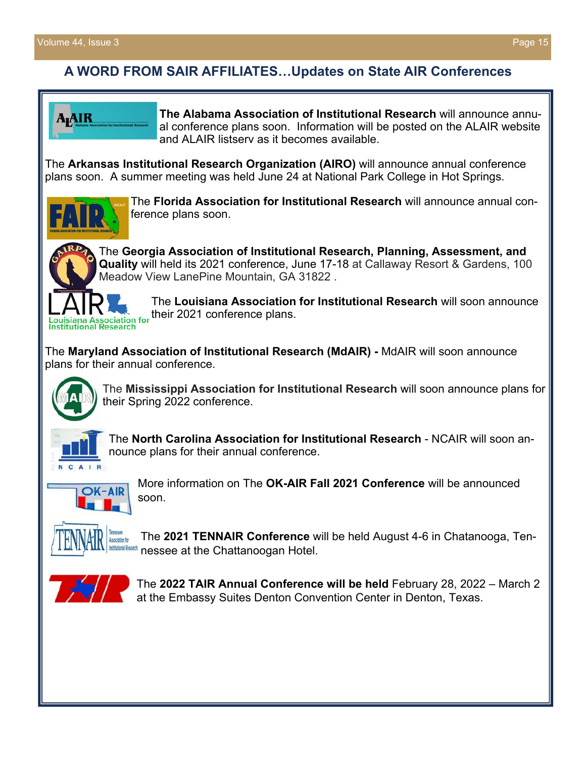## A WORD FROM SAIR AFFILIATES…Updates on State AIR Conferences

**The Alabama Association of Institutional Research** will announce annual conference plans soon. Information will be posted on the ALAIR website and ALAIR listserv as it becomes available.

The **Arkansas Institutional Research Organization (AIRO)** will announce annual conference plans soon. A summer meeting was held June 24 at National Park College in Hot Springs.

The **Florida Association for Institutional Research** will announce annual conference plans soon.

The **Georgia Association of Institutional Research, Planning, Assessment, and Quality** will held its 2021 conference, June 17-18 at Callaway Resort & Gardens, 100 Meadow View LanePine Mountain, GA 31822 .

The **Louisiana Association for Institutional Research** will soon announce their 2021 conference plans.

The **Maryland Association of Institutional Research (MdAIR) -** MdAIR will soon announce plans for their annual conference.

The **Mississippi Association for Institutional Research** will soon announce plans for their Spring 2022 conference.

The **North Carolina Association for Institutional Research** - NCAIR will soon announce plans for their annual conference.

More information on The **OK-AIR Fall 2021 Conference** will be announced soon.

The **2021 TENNAIR Conference** will be held August 4-6 in Chatanooga, Tennessee at the Chattanoogan Hotel.

The **2022 TAIR Annual Conference will be held** February 28, 2022 – March 2 at the Embassy Suites Denton Convention Center in Denton, Texas.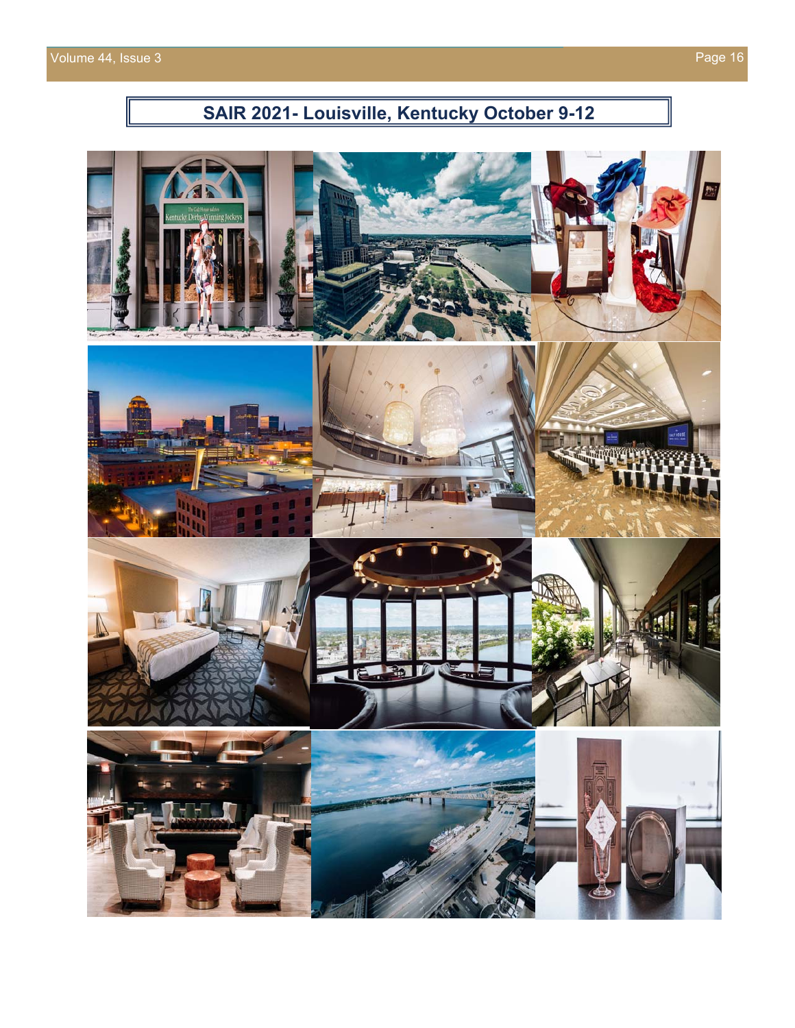## SAIR 2021- Louisville, Kentucky October 9-12